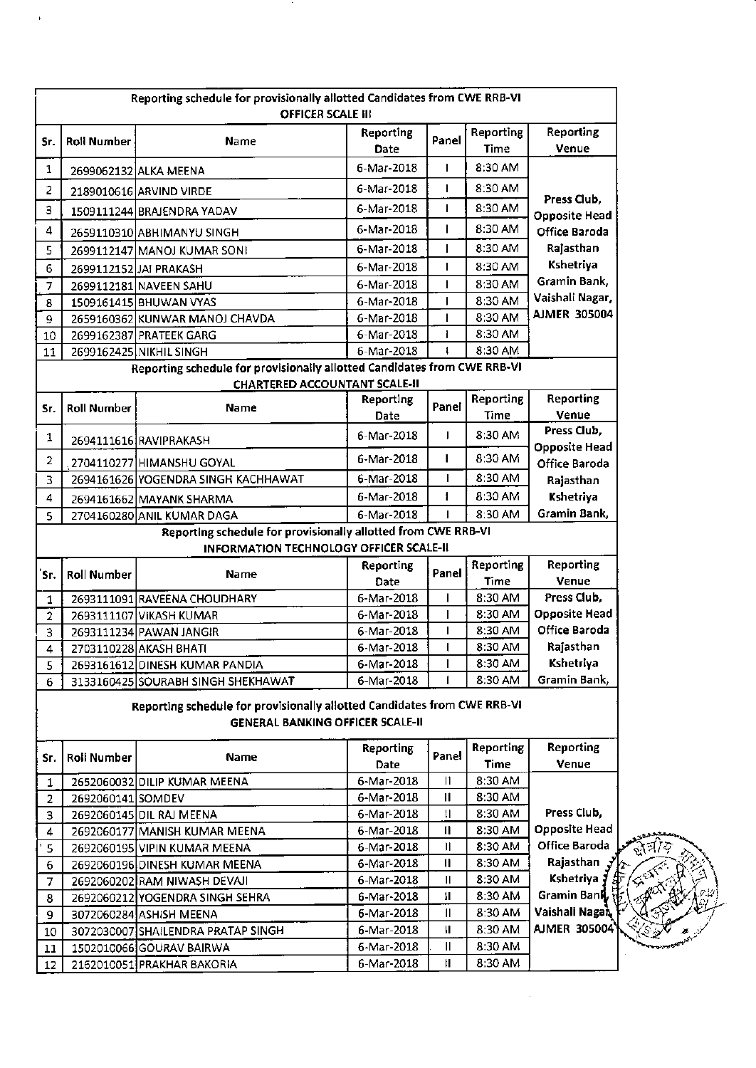## Reporting schedule for provisionally allotted Candidates from CWE RRB-VI
### OFFICER SCALE III

| Sr. | Roll Number | Name | Reporting Date | Panel | Reporting Time | Reporting Venue |
|---|---|---|---|---|---|---|
| 1 | 2699062132 | ALKA MEENA | 6-Mar-2018 | I | 8:30 AM | Press Club, Opposite Head Office Baroda Rajasthan Kshetriya Gramin Bank, Vaishali Nagar, AJMER 305004 |
| 2 | 2189010616 | ARVIND VIRDE | 6-Mar-2018 | I | 8:30 AM | |
| 3 | 1509111244 | BRAJENDRA YADAV | 6-Mar-2018 | I | 8:30 AM | |
| 4 | 2659110310 | ABHIMANYU SINGH | 6-Mar-2018 | I | 8:30 AM | |
| 5 | 2699112147 | MANOJ KUMAR SONI | 6-Mar-2018 | I | 8:30 AM | |
| 6 | 2699112152 | JAI PRAKASH | 6-Mar-2018 | I | 8:30 AM | |
| 7 | 2699112181 | NAVEEN SAHU | 6-Mar-2018 | I | 8:30 AM | |
| 8 | 1509161415 | BHUWAN VYAS | 6-Mar-2018 | I | 8:30 AM | |
| 9 | 2659160362 | KUNWAR MANOJ CHAVDA | 6-Mar-2018 | I | 8:30 AM | |
| 10 | 2699162387 | PRATEEK GARG | 6-Mar-2018 | I | 8:30 AM | |
| 11 | 2699162425 | NIKHIL SINGH | 6-Mar-2018 | I | 8:30 AM | |

## Reporting schedule for provisionally allotted Candidates from CWE RRB-VI
### CHARTERED ACCOUNTANT SCALE-II

| Sr. | Roll Number | Name | Reporting Date | Panel | Reporting Time | Reporting Venue |
|---|---|---|---|---|---|---|
| 1 | 2694111616 | RAVIPRAKASH | 6-Mar-2018 | I | 8:30 AM | Press Club, Opposite Head Office Baroda Rajasthan Kshetriya Gramin Bank, |
| 2 | 2704110277 | HIMANSHU GOYAL | 6-Mar-2018 | I | 8:30 AM | |
| 3 | 2694161626 | YOGENDRA SINGH KACHHAWAT | 6-Mar-2018 | I | 8:30 AM | |
| 4 | 2694161662 | MAYANK SHARMA | 6-Mar-2018 | I | 8:30 AM | |
| 5 | 2704160280 | ANIL KUMAR DAGA | 6-Mar-2018 | I | 8:30 AM | |

## Reporting schedule for provisionally allotted from CWE RRB-VI
### INFORMATION TECHNOLOGY OFFICER SCALE-II

| Sr. | Roll Number | Name | Reporting Date | Panel | Reporting Time | Reporting Venue |
|---|---|---|---|---|---|---|
| 1 | 2693111091 | RAVEENA CHOUDHARY | 6-Mar-2018 | I | 8:30 AM | Press Club, Opposite Head Office Baroda Rajasthan Kshetriya Gramin Bank, |
| 2 | 2693111107 | VIKASH KUMAR | 6-Mar-2018 | I | 8:30 AM | |
| 3 | 2693111234 | PAWAN JANGIR | 6-Mar-2018 | I | 8:30 AM | |
| 4 | 2703110228 | AKASH BHATI | 6-Mar-2018 | I | 8:30 AM | |
| 5 | 2693161612 | DINESH KUMAR PANDIA | 6-Mar-2018 | I | 8:30 AM | |
| 6 | 3133160425 | SOURABH SINGH SHEKHAWAT | 6-Mar-2018 | I | 8:30 AM | |

## Reporting schedule for provisionally allotted Candidates from CWE RRB-VI
### GENERAL BANKING OFFICER SCALE-II

| Sr. | Roll Number | Name | Reporting Date | Panel | Reporting Time | Reporting Venue |
|---|---|---|---|---|---|---|
| 1 | 2652060032 | DILIP KUMAR MEENA | 6-Mar-2018 | II | 8:30 AM | Press Club, Opposite Head Office Baroda Rajasthan Kshetriya Gramin Bank, Vaishali Nagar, AJMER 305004 |
| 2 | 2692060141 | SOMDEV | 6-Mar-2018 | II | 8:30 AM | |
| 3 | 2692060145 | DIL RAJ MEENA | 6-Mar-2018 | II | 8:30 AM | |
| 4 | 2692060177 | MANISH KUMAR MEENA | 6-Mar-2018 | II | 8:30 AM | |
| 5 | 2692060195 | VIPIN KUMAR MEENA | 6-Mar-2018 | II | 8:30 AM | |
| 6 | 2692060196 | DINESH KUMAR MEENA | 6-Mar-2018 | II | 8:30 AM | |
| 7 | 2692060202 | RAM NIWASH DEVAJI | 6-Mar-2018 | II | 8:30 AM | |
| 8 | 2692060212 | YOGENDRA SINGH SEHRA | 6-Mar-2018 | II | 8:30 AM | |
| 9 | 3072060284 | ASHISH MEENA | 6-Mar-2018 | II | 8:30 AM | |
| 10 | 3072030007 | SHAILENDRA PRATAP SINGH | 6-Mar-2018 | II | 8:30 AM | |
| 11 | 1502010066 | GOURAV BAIRWA | 6-Mar-2018 | II | 8:30 AM | |
| 12 | 2162010051 | PRAKHAR BAKORIA | 6-Mar-2018 | II | 8:30 AM | |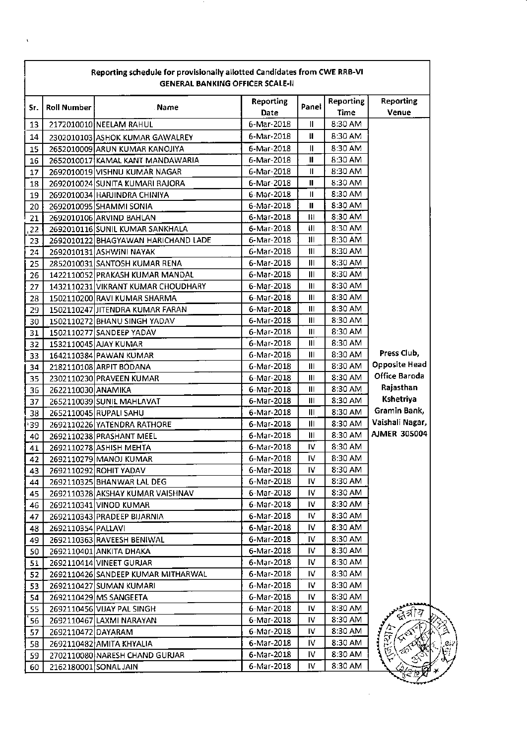| Reporting schedule for provisionally allotted Candidates from CWE RRB-VI GENERAL BANKING OFFICER SCALE-II | | | | | | |
|---|---|---|---|---|---|---|
| **Sr.** | **Roll Number** | **Name** | **Reporting Date** | **Panel** | **Reporting Time** | **Reporting Venue** |
| 13 | 2172010010 | NEELAM RAHUL | 6-Mar-2018 | II | 8:30 AM | |
| 14 | 2302010103 | ASHOK KUMAR GAWALREY | 6-Mar-2018 | II | 8:30 AM | |
| 15 | 2652010009 | ARUN KUMAR KANOJIYA | 6-Mar-2018 | II | 8:30 AM | |
| 16 | 2652010017 | KAMAL KANT MANDAWARIA | 6-Mar-2018 | II | 8:30 AM | |
| 17 | 2692010019 | VISHNU KUMAR NAGAR | 6-Mar-2018 | II | 8:30 AM | |
| 18 | 2692010024 | SUNITA KUMARI RAJORA | 6-Mar-2018 | II | 8:30 AM | |
| 19 | 2692010034 | HARJINDRA CHINIYA | 6-Mar-2018 | II | 8:30 AM | |
| 20 | 2692010095 | SHAMMI SONIA | 6-Mar-2018 | II | 8:30 AM | |
| 21 | 2692010106 | ARVIND BAHLAN | 6-Mar-2018 | III | 8:30 AM | |
| 22 | 2692010116 | SUNIL KUMAR SANKHALA | 6-Mar-2018 | III | 8:30 AM | |
| 23 | 2692010122 | BHAGYAWAN HARICHAND LADE | 6-Mar-2018 | III | 8:30 AM | |
| 24 | 2692010131 | ASHWINI NAYAK | 6-Mar-2018 | III | 8:30 AM | |
| 25 | 2852010031 | SANTOSH KUMAR RENA | 6-Mar-2018 | III | 8:30 AM | |
| 26 | 1422110052 | PRAKASH KUMAR MANDAL | 6-Mar-2018 | III | 8:30 AM | |
| 27 | 1432110231 | VIKRANT KUMAR CHOUDHARY | 6-Mar-2018 | III | 8:30 AM | |
| 28 | 1502110200 | RAVI KUMAR SHARMA | 6-Mar-2018 | III | 8:30 AM | |
| 29 | 1502110247 | JITENDRA KUMAR FARAN | 6-Mar-2018 | III | 8:30 AM | |
| 30 | 1502110272 | BHANU SINGH YADAV | 6-Mar-2018 | III | 8:30 AM | |
| 31 | 1502110277 | SANDEEP YADAV | 6-Mar-2018 | III | 8:30 AM | |
| 32 | 1532110045 | AJAY KUMAR | 6-Mar-2018 | III | 8:30 AM | |
| 33 | 1642110384 | PAWAN KUMAR | 6-Mar-2018 | III | 8:30 AM | Press Club, Opposite Head Office Baroda Rajasthan Kshetriya Gramin Bank, Vaishali Nagar, AJMER 305004 |
| 34 | 2182110108 | ARPIT BODANA | 6-Mar-2018 | III | 8:30 AM | |
| 35 | 2302110230 | PRAVEEN KUMAR | 6-Mar-2018 | III | 8:30 AM | |
| 36 | 2622110030 | ANAMIKA | 6-Mar-2018 | III | 8:30 AM | |
| 37 | 2652110039 | SUNIL MAHLAVAT | 6-Mar-2018 | III | 8:30 AM | |
| 38 | 2652110045 | RUPALI SAHU | 6-Mar-2018 | III | 8:30 AM | |
| 39 | 2692110226 | YATENDRA RATHORE | 6-Mar-2018 | III | 8:30 AM | |
| 40 | 2692110238 | PRASHANT MEEL | 6-Mar-2018 | III | 8:30 AM | |
| 41 | 2692110278 | ASHISH MEHTA | 6-Mar-2018 | IV | 8:30 AM | |
| 42 | 2692110279 | MANOJ KUMAR | 6-Mar-2018 | IV | 8:30 AM | |
| 43 | 2692110292 | ROHIT YADAV | 6-Mar-2018 | IV | 8:30 AM | |
| 44 | 2692110325 | BHANWAR LAL DEG | 6-Mar-2018 | IV | 8:30 AM | |
| 45 | 2692110328 | AKSHAY KUMAR VAISHNAV | 6-Mar-2018 | IV | 8:30 AM | |
| 46 | 2692110341 | VINOD KUMAR | 6-Mar-2018 | IV | 8:30 AM | |
| 47 | 2692110343 | PRADEEP BIJARNIA | 6-Mar-2018 | IV | 8:30 AM | |
| 48 | 2692110354 | PALLAVI | 6-Mar-2018 | IV | 8:30 AM | |
| 49 | 2692110363 | RAVEESH BENIWAL | 6-Mar-2018 | IV | 8:30 AM | |
| 50 | 2692110401 | ANKITA DHAKA | 6-Mar-2018 | IV | 8:30 AM | |
| 51 | 2692110414 | VINEET GURJAR | 6-Mar-2018 | IV | 8:30 AM | |
| 52 | 2692110426 | SANDEEP KUMAR MITHARWAL | 6-Mar-2018 | IV | 8:30 AM | |
| 53 | 2692110427 | SUMAN KUMARI | 6-Mar-2018 | IV | 8:30 AM | |
| 54 | 2692110429 | MS SANGEETA | 6-Mar-2018 | IV | 8:30 AM | |
| 55 | 2692110456 | VIJAY PAL SINGH | 6-Mar-2018 | IV | 8:30 AM | |
| 56 | 2692110467 | LAXMI NARAYAN | 6-Mar-2018 | IV | 8:30 AM | |
| 57 | 2692110472 | DAYARAM | 6-Mar-2018 | IV | 8:30 AM | |
| 58 | 2692110482 | AMITA KHYALIA | 6-Mar-2018 | IV | 8:30 AM | |
| 59 | 2702110080 | NARESH CHAND GURJAR | 6-Mar-2018 | IV | 8:30 AM | |
| 60 | 2162180001 | SONAL JAIN | 6-Mar-2018 | IV | 8:30 AM | |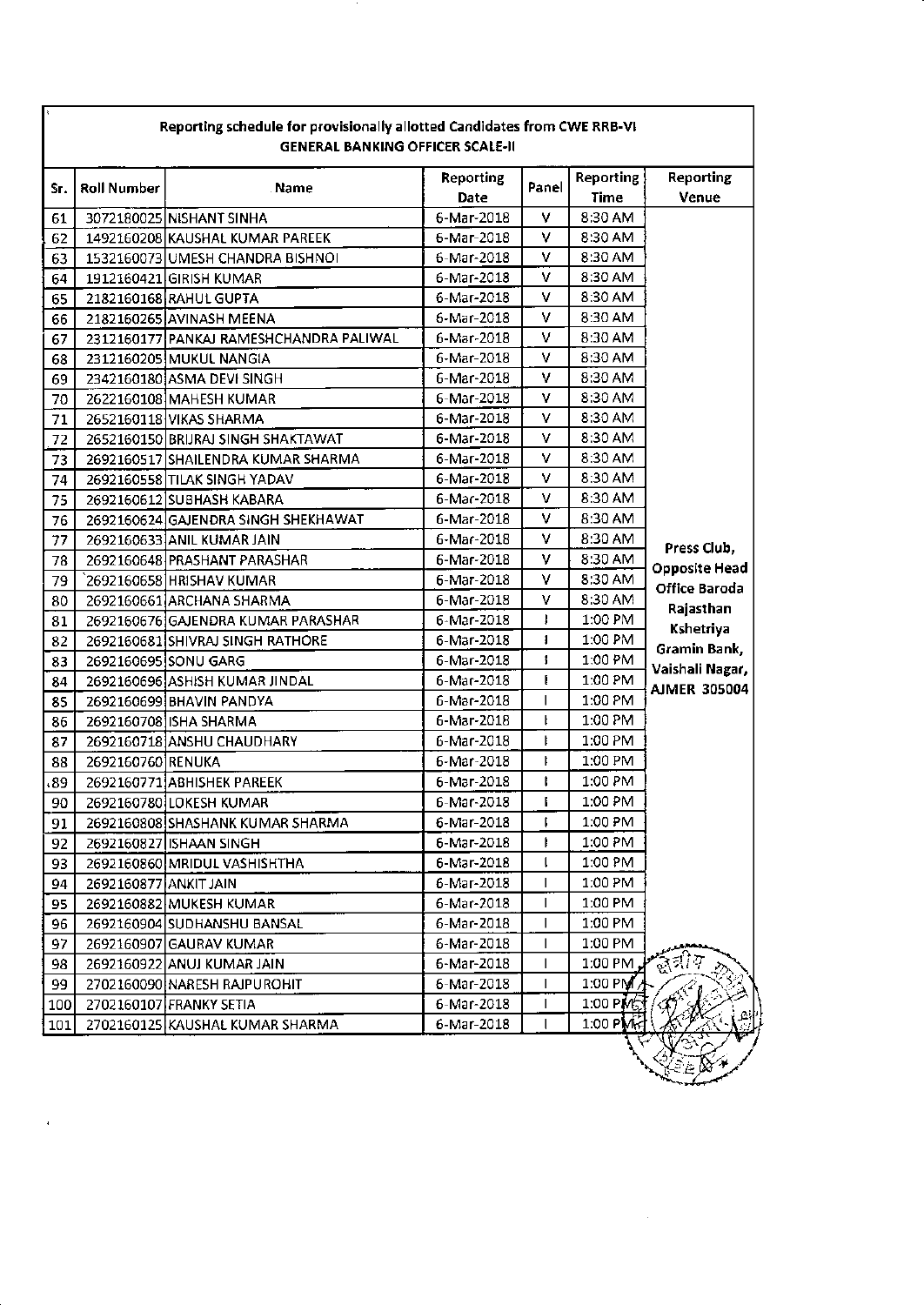| Reporting schedule for provisionally allotted Candidates from CWE RRB-VI GENERAL BANKING OFFICER SCALE-II | | | | | | |
|---|---|---|---|---|---|---|
| Sr. | Roll Number | Name | Reporting Date | Panel | Reporting Time | Reporting Venue |
| 61 | 3072180025 | NISHANT SINHA | 6-Mar-2018 | V | 8:30 AM | Press Club, Opposite Head Office Baroda Rajasthan Kshetriya Gramin Bank, Vaishali Nagar, AJMER 305004 |
| 62 | 1492160208 | KAUSHAL KUMAR PAREEK | 6-Mar-2018 | V | 8:30 AM | |
| 63 | 1532160073 | UMESH CHANDRA BISHNOI | 6-Mar-2018 | V | 8:30 AM | |
| 64 | 1912160421 | GIRISH KUMAR | 6-Mar-2018 | V | 8:30 AM | |
| 65 | 2182160168 | RAHUL GUPTA | 6-Mar-2018 | V | 8:30 AM | |
| 66 | 2182160265 | AVINASH MEENA | 6-Mar-2018 | V | 8:30 AM | |
| 67 | 2312160177 | PANKAJ RAMESHCHANDRA PALIWAL | 6-Mar-2018 | V | 8:30 AM | |
| 68 | 2312160205 | MUKUL NANGIA | 6-Mar-2018 | V | 8:30 AM | |
| 69 | 2342160180 | ASMA DEVI SINGH | 6-Mar-2018 | V | 8:30 AM | |
| 70 | 2622160108 | MAHESH KUMAR | 6-Mar-2018 | V | 8:30 AM | |
| 71 | 2652160118 | VIKAS SHARMA | 6-Mar-2018 | V | 8:30 AM | |
| 72 | 2652160150 | BRIJRAJ SINGH SHAKTAWAT | 6-Mar-2018 | V | 8:30 AM | |
| 73 | 2692160517 | SHAILENDRA KUMAR SHARMA | 6-Mar-2018 | V | 8:30 AM | |
| 74 | 2692160558 | TILAK SINGH YADAV | 6-Mar-2018 | V | 8:30 AM | |
| 75 | 2692160612 | SUBHASH KABARA | 6-Mar-2018 | V | 8:30 AM | |
| 76 | 2692160624 | GAJENDRA SINGH SHEKHAWAT | 6-Mar-2018 | V | 8:30 AM | |
| 77 | 2692160633 | ANIL KUMAR JAIN | 6-Mar-2018 | V | 8:30 AM | |
| 78 | 2692160648 | PRASHANT PARASHAR | 6-Mar-2018 | V | 8:30 AM | |
| 79 | 2692160658 | HRISHAV KUMAR | 6-Mar-2018 | V | 8:30 AM | |
| 80 | 2692160661 | ARCHANA SHARMA | 6-Mar-2018 | V | 8:30 AM | |
| 81 | 2692160676 | GAJENDRA KUMAR PARASHAR | 6-Mar-2018 | I | 1:00 PM | |
| 82 | 2692160681 | SHIVRAJ SINGH RATHORE | 6-Mar-2018 | I | 1:00 PM | |
| 83 | 2692160695 | SONU GARG | 6-Mar-2018 | I | 1:00 PM | |
| 84 | 2692160696 | ASHISH KUMAR JINDAL | 6-Mar-2018 | I | 1:00 PM | |
| 85 | 2692160699 | BHAVIN PANDYA | 6-Mar-2018 | I | 1:00 PM | |
| 86 | 2692160708 | ISHA SHARMA | 6-Mar-2018 | I | 1:00 PM | |
| 87 | 2692160718 | ANSHU CHAUDHARY | 6-Mar-2018 | I | 1:00 PM | |
| 88 | 2692160760 | RENUKA | 6-Mar-2018 | I | 1:00 PM | |
| 89 | 2692160771 | ABHISHEK PAREEK | 6-Mar-2018 | I | 1:00 PM | |
| 90 | 2692160780 | LOKESH KUMAR | 6-Mar-2018 | I | 1:00 PM | |
| 91 | 2692160808 | SHASHANK KUMAR SHARMA | 6-Mar-2018 | I | 1:00 PM | |
| 92 | 2692160827 | ISHAAN SINGH | 6-Mar-2018 | I | 1:00 PM | |
| 93 | 2692160860 | MRIDUL VASHISHTHA | 6-Mar-2018 | I | 1:00 PM | |
| 94 | 2692160877 | ANKIT JAIN | 6-Mar-2018 | I | 1:00 PM | |
| 95 | 2692160882 | MUKESH KUMAR | 6-Mar-2018 | I | 1:00 PM | |
| 96 | 2692160904 | SUDHANSHU BANSAL | 6-Mar-2018 | I | 1:00 PM | |
| 97 | 2692160907 | GAURAV KUMAR | 6-Mar-2018 | I | 1:00 PM | |
| 98 | 2692160922 | ANUJ KUMAR JAIN | 6-Mar-2018 | I | 1:00 PM | |
| 99 | 2702160090 | NARESH RAJPUROHIT | 6-Mar-2018 | I | 1:00 PM | |
| 100 | 2702160107 | FRANKY SETIA | 6-Mar-2018 | I | 1:00 PM | |
| 101 | 2702160125 | KAUSHAL KUMAR SHARMA | 6-Mar-2018 | I | 1:00 PM | |